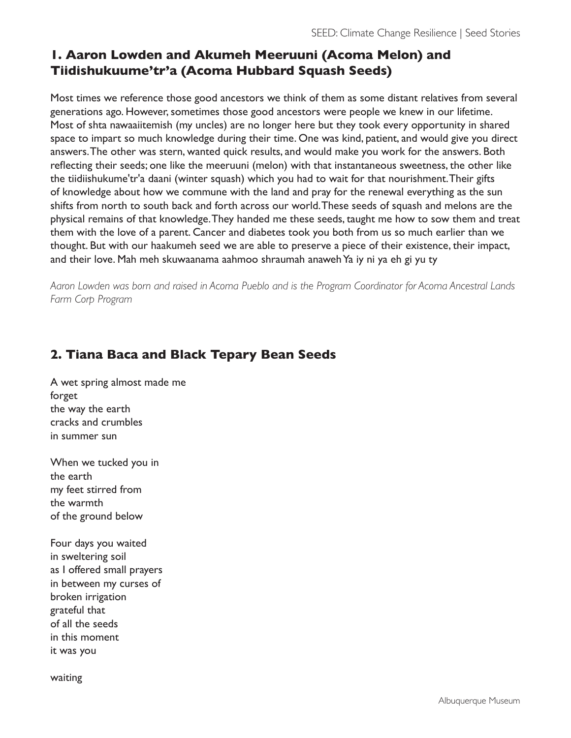## 1. Aaron Lowden and Akumeh Meeruuni (Acoma Melon) and Tiidishukuume'tr'a (Acoma Hubbard Squash Seeds)

Most times we reference those good ancestors we think of them as some distant relatives from several generations ago. However, sometimes those good ancestors were people we knew in our lifetime. Most of shta nawaaiitemish (my uncles) are no longer here but they took every opportunity in shared space to impart so much knowledge during their time. One was kind, patient, and would give you direct answers. The other was stern, wanted quick results, and would make you work for the answers. Both reflecting their seeds; one like the meeruuni (melon) with that instantaneous sweetness, the other like the tiidiishukume'tr'a daani (winter squash) which you had to wait for that nourishment. Their gifts of knowledge about how we commune with the land and pray for the renewal everything as the sun shifts from north to south back and forth across our world. These seeds of squash and melons are the physical remains of that knowledge. They handed me these seeds, taught me how to sow them and treat them with the love of a parent. Cancer and diabetes took you both from us so much earlier than we thought. But with our haakumeh seed we are able to preserve a piece of their existence, their impact, and their love. Mah meh skuwaanama aahmoo shraumah anaweh Ya iy ni ya eh gi yu ty

*Aaron Lowden was born and raised in Acoma Pueblo and is the Program Coordinator for Acoma Ancestral Lands Farm Corp Program*

## 2. Tiana Baca and Black Tepary Bean Seeds

A wet spring almost made me  
forget  
the way the earth  
cracks and crumbles  
in summer sun

When we tucked you in  
the earth  
my feet stirred from  
the warmth  
of the ground below

Four days you waited  
in sweltering soil  
as I offered small prayers  
in between my curses of  
broken irrigation  
grateful that  
of all the seeds  
in this moment  
it was you

waiting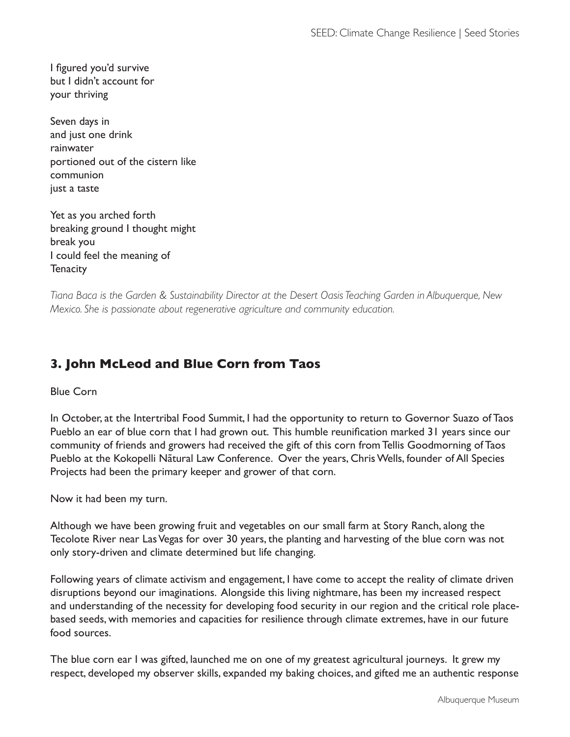I figured you'd survive
but I didn't account for
your thriving

Seven days in
and just one drink
rainwater
portioned out of the cistern like
communion
just a taste

Yet as you arched forth
breaking ground I thought might
break you
I could feel the meaning of
Tenacity

*Tiana Baca is the Garden & Sustainability Director at the Desert Oasis Teaching Garden in Albuquerque, New Mexico. She is passionate about regenerative agriculture and community education.*

## 3. John McLeod and Blue Corn from Taos

Blue Corn

In October, at the Intertribal Food Summit, I had the opportunity to return to Governor Suazo of Taos Pueblo an ear of blue corn that I had grown out. This humble reunification marked 31 years since our community of friends and growers had received the gift of this corn from Tellis Goodmorning of Taos Pueblo at the Kokopelli Nãtural Law Conference. Over the years, Chris Wells, founder of All Species Projects had been the primary keeper and grower of that corn.

Now it had been my turn.

Although we have been growing fruit and vegetables on our small farm at Story Ranch, along the Tecolote River near Las Vegas for over 30 years, the planting and harvesting of the blue corn was not only story-driven and climate determined but life changing.

Following years of climate activism and engagement, I have come to accept the reality of climate driven disruptions beyond our imaginations. Alongside this living nightmare, has been my increased respect and understanding of the necessity for developing food security in our region and the critical role place-based seeds, with memories and capacities for resilience through climate extremes, have in our future food sources.

The blue corn ear I was gifted, launched me on one of my greatest agricultural journeys. It grew my respect, developed my observer skills, expanded my baking choices, and gifted me an authentic response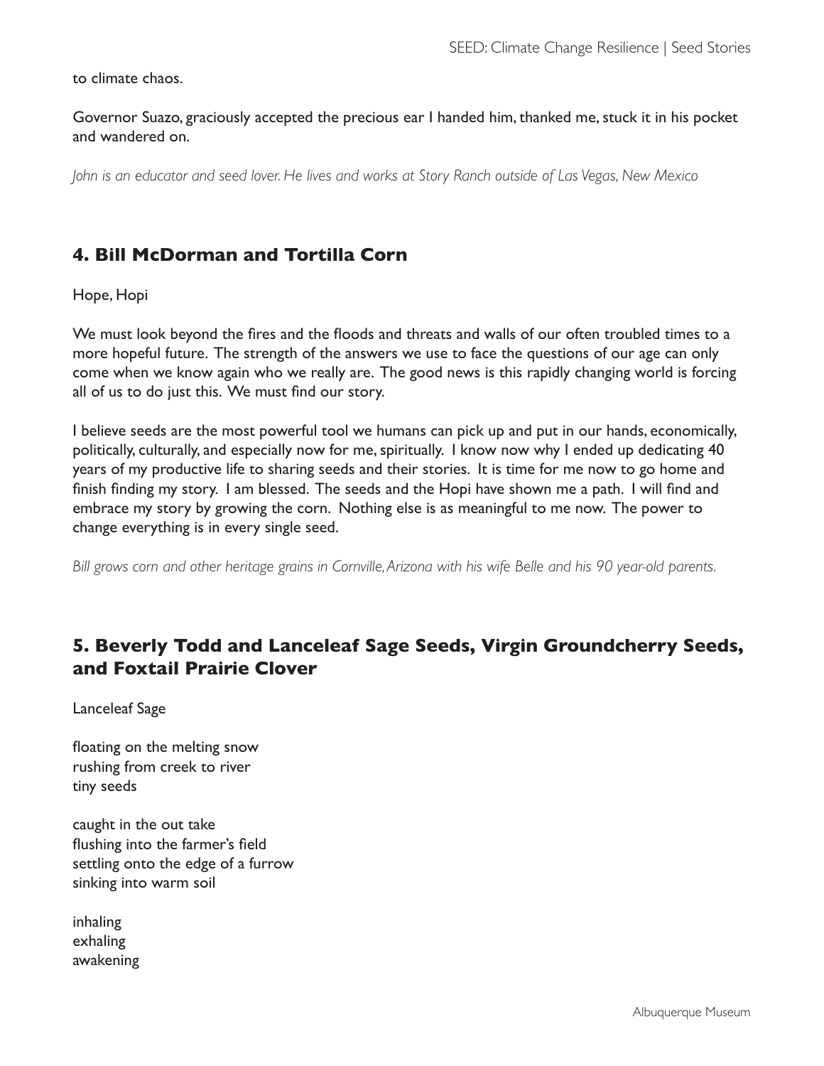to climate chaos.

Governor Suazo, graciously accepted the precious ear I handed him, thanked me, stuck it in his pocket and wandered on.

*John is an educator and seed lover. He lives and works at Story Ranch outside of Las Vegas, New Mexico*

## 4. Bill McDorman and Tortilla Corn

Hope, Hopi

We must look beyond the fires and the floods and threats and walls of our often troubled times to a more hopeful future. The strength of the answers we use to face the questions of our age can only come when we know again who we really are. The good news is this rapidly changing world is forcing all of us to do just this. We must find our story.

I believe seeds are the most powerful tool we humans can pick up and put in our hands, economically, politically, culturally, and especially now for me, spiritually. I know now why I ended up dedicating 40 years of my productive life to sharing seeds and their stories. It is time for me now to go home and finish finding my story. I am blessed. The seeds and the Hopi have shown me a path. I will find and embrace my story by growing the corn. Nothing else is as meaningful to me now. The power to change everything is in every single seed.

*Bill grows corn and other heritage grains in Cornville, Arizona with his wife Belle and his 90 year-old parents.*

## 5. Beverly Todd and Lanceleaf Sage Seeds, Virgin Groundcherry Seeds, and Foxtail Prairie Clover

Lanceleaf Sage

floating on the melting snow
rushing from creek to river
tiny seeds

caught in the out take
flushing into the farmer's field
settling onto the edge of a furrow
sinking into warm soil

inhaling
exhaling
awakening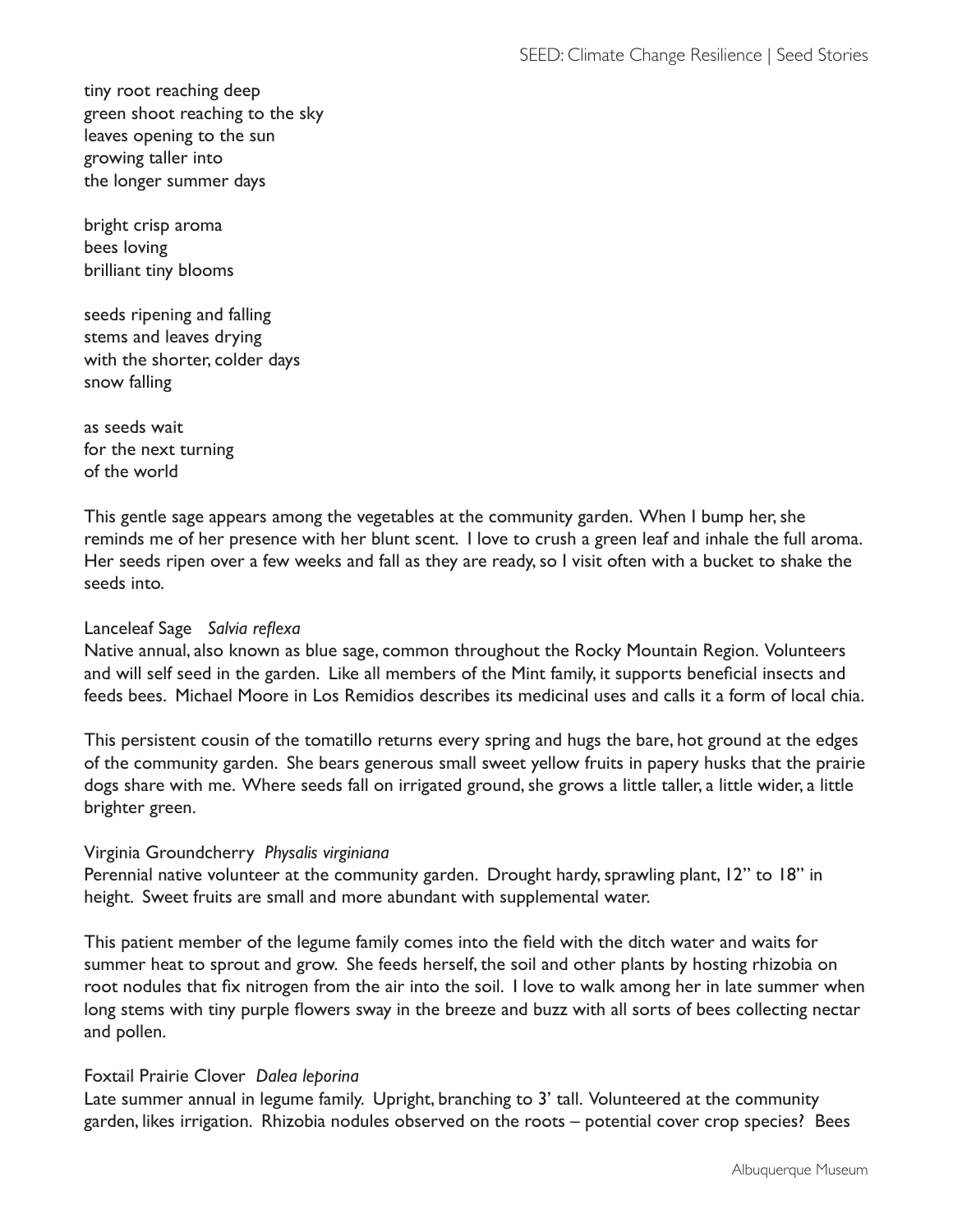tiny root reaching deep
green shoot reaching to the sky
leaves opening to the sun
growing taller into
the longer summer days

bright crisp aroma
bees loving
brilliant tiny blooms

seeds ripening and falling
stems and leaves drying
with the shorter, colder days
snow falling

as seeds wait
for the next turning
of the world

This gentle sage appears among the vegetables at the community garden. When I bump her, she reminds me of her presence with her blunt scent. I love to crush a green leaf and inhale the full aroma. Her seeds ripen over a few weeks and fall as they are ready, so I visit often with a bucket to shake the seeds into.

Lanceleaf Sage *Salvia reflexa*
Native annual, also known as blue sage, common throughout the Rocky Mountain Region. Volunteers and will self seed in the garden. Like all members of the Mint family, it supports beneficial insects and feeds bees. Michael Moore in Los Remidios describes its medicinal uses and calls it a form of local chia.

This persistent cousin of the tomatillo returns every spring and hugs the bare, hot ground at the edges of the community garden. She bears generous small sweet yellow fruits in papery husks that the prairie dogs share with me. Where seeds fall on irrigated ground, she grows a little taller, a little wider, a little brighter green.

Virginia Groundcherry *Physalis virginiana*
Perennial native volunteer at the community garden. Drought hardy, sprawling plant, 12" to 18" in height. Sweet fruits are small and more abundant with supplemental water.

This patient member of the legume family comes into the field with the ditch water and waits for summer heat to sprout and grow. She feeds herself, the soil and other plants by hosting rhizobia on root nodules that fix nitrogen from the air into the soil. I love to walk among her in late summer when long stems with tiny purple flowers sway in the breeze and buzz with all sorts of bees collecting nectar and pollen.

Foxtail Prairie Clover *Dalea leporina*
Late summer annual in legume family. Upright, branching to 3' tall. Volunteered at the community garden, likes irrigation. Rhizobia nodules observed on the roots – potential cover crop species? Bees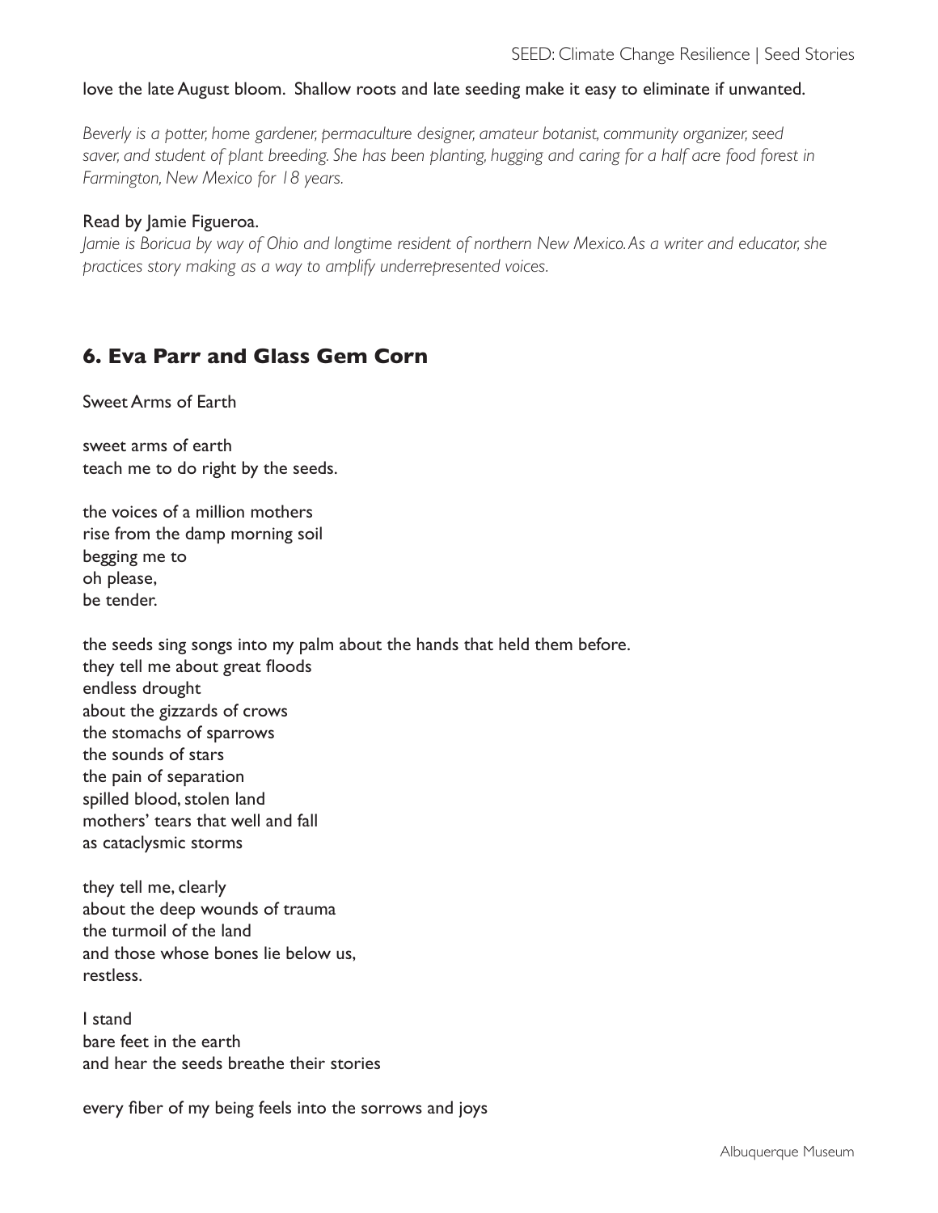love the late August bloom. Shallow roots and late seeding make it easy to eliminate if unwanted.

*Beverly is a potter, home gardener, permaculture designer, amateur botanist, community organizer, seed saver, and student of plant breeding. She has been planting, hugging and caring for a half acre food forest in Farmington, New Mexico for 18 years.*

Read by Jamie Figueroa.
*Jamie is Boricua by way of Ohio and longtime resident of northern New Mexico. As a writer and educator, she practices story making as a way to amplify underrepresented voices.*

## 6. Eva Parr and Glass Gem Corn

Sweet Arms of Earth

sweet arms of earth
teach me to do right by the seeds.

the voices of a million mothers
rise from the damp morning soil
begging me to
oh please,
be tender.

the seeds sing songs into my palm about the hands that held them before.
they tell me about great floods
endless drought
about the gizzards of crows
the stomachs of sparrows
the sounds of stars
the pain of separation
spilled blood, stolen land
mothers' tears that well and fall
as cataclysmic storms

they tell me, clearly
about the deep wounds of trauma
the turmoil of the land
and those whose bones lie below us,
restless.

I stand
bare feet in the earth
and hear the seeds breathe their stories

every fiber of my being feels into the sorrows and joys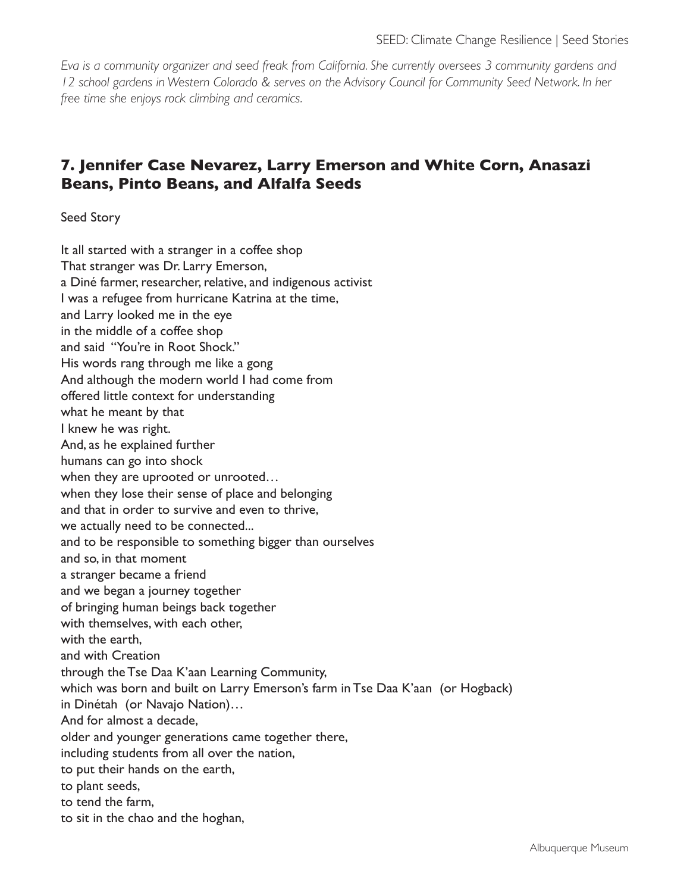*Eva is a community organizer and seed freak from California. She currently oversees 3 community gardens and 12 school gardens in Western Colorado & serves on the Advisory Council for Community Seed Network. In her free time she enjoys rock climbing and ceramics.*

## 7. Jennifer Case Nevarez, Larry Emerson and White Corn, Anasazi Beans, Pinto Beans, and Alfalfa Seeds

Seed Story

It all started with a stranger in a coffee shop
That stranger was Dr. Larry Emerson,
a Diné farmer, researcher, relative, and indigenous activist
I was a refugee from hurricane Katrina at the time,
and Larry looked me in the eye
in the middle of a coffee shop
and said "You're in Root Shock."
His words rang through me like a gong
And although the modern world I had come from
offered little context for understanding
what he meant by that
I knew he was right.
And, as he explained further
humans can go into shock
when they are uprooted or unrooted…
when they lose their sense of place and belonging
and that in order to survive and even to thrive,
we actually need to be connected...
and to be responsible to something bigger than ourselves
and so, in that moment
a stranger became a friend
and we began a journey together
of bringing human beings back together
with themselves, with each other,
with the earth,
and with Creation
through the Tse Daa K'aan Learning Community,
which was born and built on Larry Emerson's farm in Tse Daa K'aan (or Hogback)
in Dinétah (or Navajo Nation)…
And for almost a decade,
older and younger generations came together there,
including students from all over the nation,
to put their hands on the earth,
to plant seeds,
to tend the farm,
to sit in the chao and the hoghan,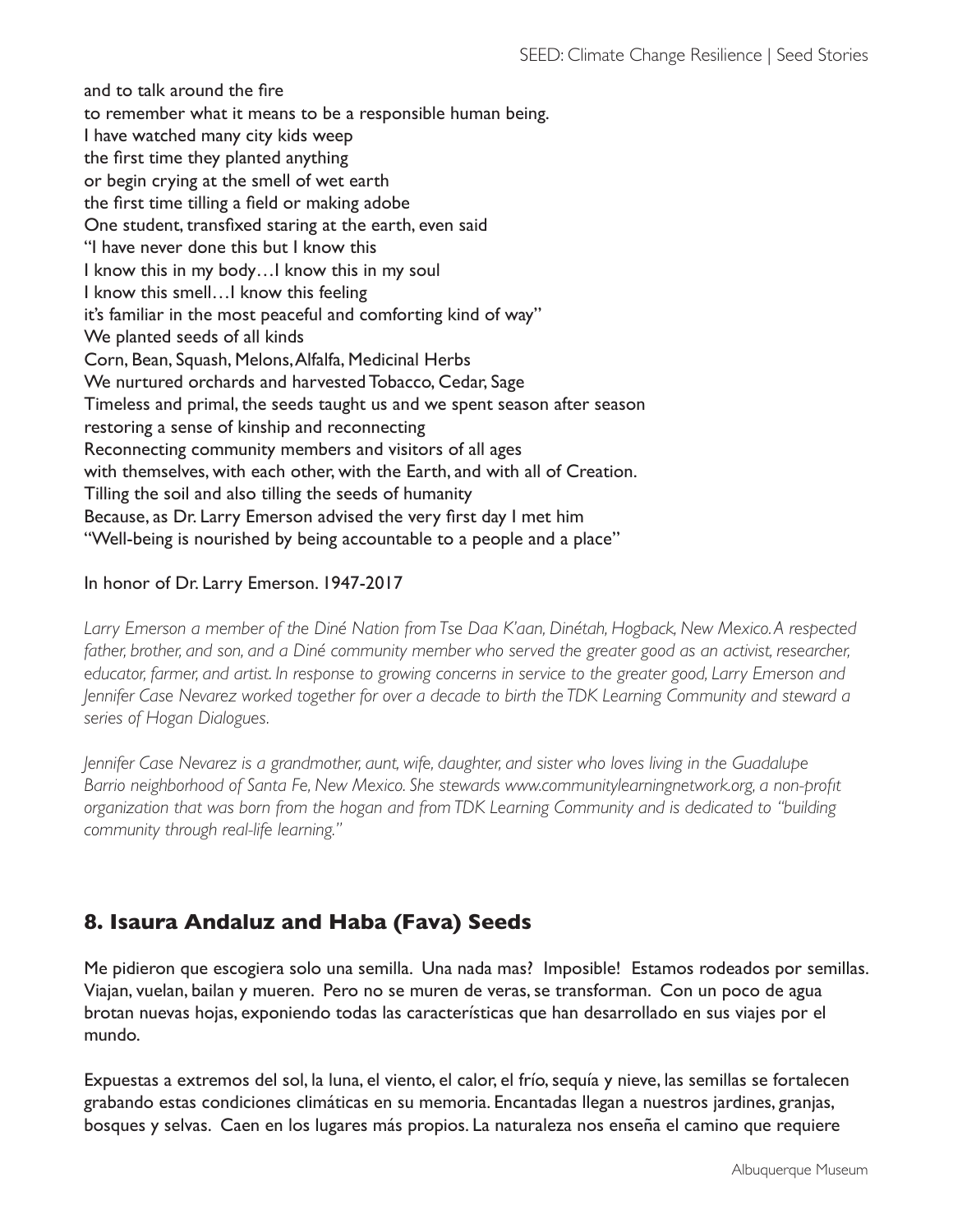and to talk around the fire
to remember what it means to be a responsible human being.
I have watched many city kids weep
the first time they planted anything
or begin crying at the smell of wet earth
the first time tilling a field or making adobe
One student, transfixed staring at the earth, even said
"I have never done this but I know this
I know this in my body…I know this in my soul
I know this smell…I know this feeling
it's familiar in the most peaceful and comforting kind of way"
We planted seeds of all kinds
Corn, Bean, Squash, Melons, Alfalfa, Medicinal Herbs
We nurtured orchards and harvested Tobacco, Cedar, Sage
Timeless and primal, the seeds taught us and we spent season after season
restoring a sense of kinship and reconnecting
Reconnecting community members and visitors of all ages
with themselves, with each other, with the Earth, and with all of Creation.
Tilling the soil and also tilling the seeds of humanity
Because, as Dr. Larry Emerson advised the very first day I met him
"Well-being is nourished by being accountable to a people and a place"

In honor of Dr. Larry Emerson. 1947-2017

*Larry Emerson a member of the Diné Nation from Tse Daa K'aan, Dinétah, Hogback, New Mexico. A respected father, brother, and son, and a Diné community member who served the greater good as an activist, researcher, educator, farmer, and artist. In response to growing concerns in service to the greater good, Larry Emerson and Jennifer Case Nevarez worked together for over a decade to birth the TDK Learning Community and steward a series of Hogan Dialogues.*

*Jennifer Case Nevarez is a grandmother, aunt, wife, daughter, and sister who loves living in the Guadalupe Barrio neighborhood of Santa Fe, New Mexico. She stewards www.communitylearningnetwork.org, a non-profit organization that was born from the hogan and from TDK Learning Community and is dedicated to "building community through real-life learning."*

## 8. Isaura Andaluz and Haba (Fava) Seeds

Me pidieron que escogiera solo una semilla. Una nada mas? Imposible! Estamos rodeados por semillas. Viajan, vuelan, bailan y mueren. Pero no se muren de veras, se transforman. Con un poco de agua brotan nuevas hojas, exponiendo todas las características que han desarrollado en sus viajes por el mundo.

Expuestas a extremos del sol, la luna, el viento, el calor, el frío, sequía y nieve, las semillas se fortalecen grabando estas condiciones climáticas en su memoria. Encantadas llegan a nuestros jardines, granjas, bosques y selvas. Caen en los lugares más propios. La naturaleza nos enseña el camino que requiere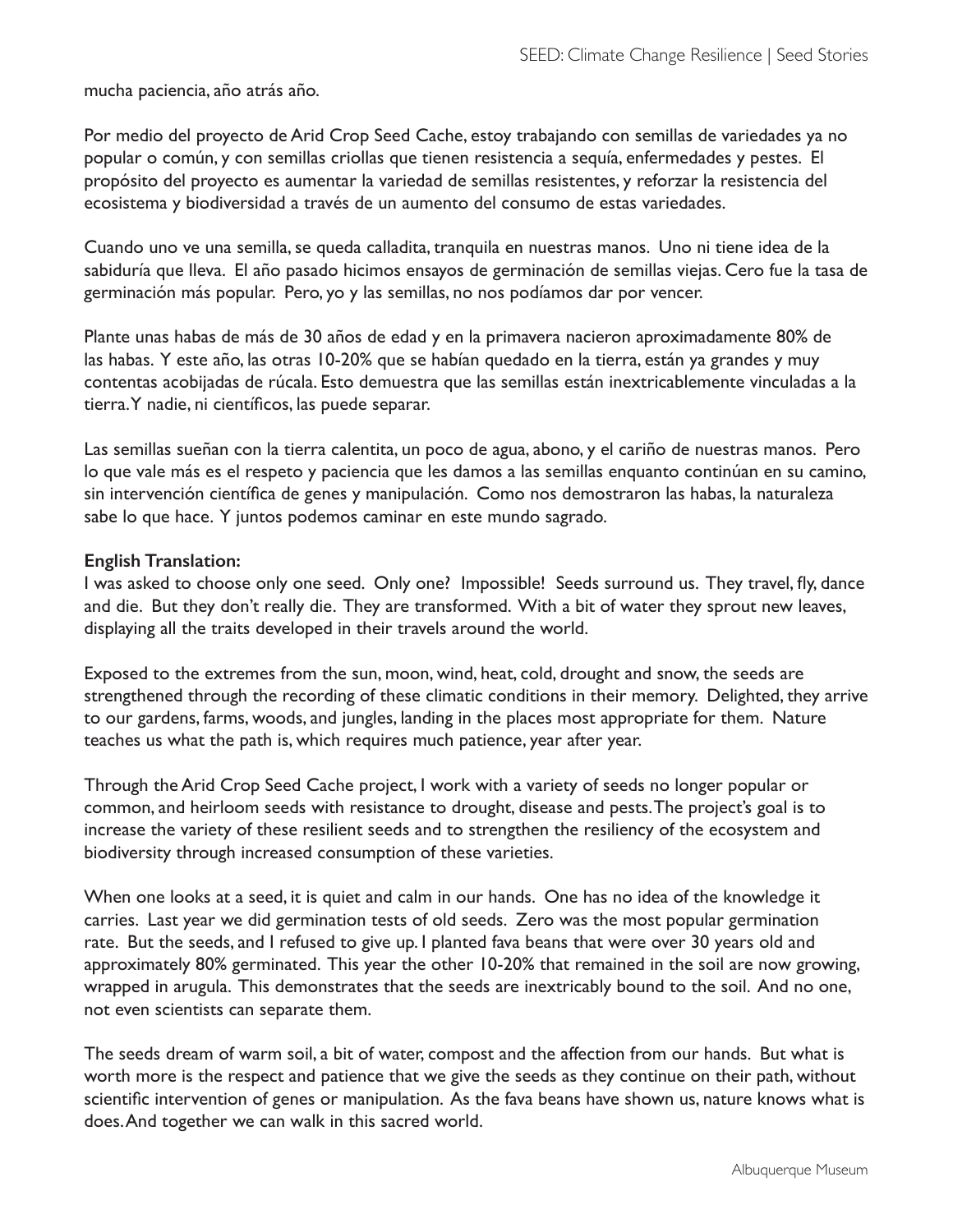mucha paciencia, año atrás año.

Por medio del proyecto de Arid Crop Seed Cache, estoy trabajando con semillas de variedades ya no popular o común, y con semillas criollas que tienen resistencia a sequía, enfermedades y pestes. El propósito del proyecto es aumentar la variedad de semillas resistentes, y reforzar la resistencia del ecosistema y biodiversidad a través de un aumento del consumo de estas variedades.

Cuando uno ve una semilla, se queda calladita, tranquila en nuestras manos. Uno ni tiene idea de la sabiduría que lleva. El año pasado hicimos ensayos de germinación de semillas viejas. Cero fue la tasa de germinación más popular. Pero, yo y las semillas, no nos podíamos dar por vencer.

Plante unas habas de más de 30 años de edad y en la primavera nacieron aproximadamente 80% de las habas. Y este año, las otras 10-20% que se habían quedado en la tierra, están ya grandes y muy contentas acobijadas de rúcala. Esto demuestra que las semillas están inextricablemente vinculadas a la tierra. Y nadie, ni científicos, las puede separar.

Las semillas sueñan con la tierra calentita, un poco de agua, abono, y el cariño de nuestras manos. Pero lo que vale más es el respeto y paciencia que les damos a las semillas enquanto continúan en su camino, sin intervención científica de genes y manipulación. Como nos demostraron las habas, la naturaleza sabe lo que hace. Y juntos podemos caminar en este mundo sagrado.

**English Translation:**

I was asked to choose only one seed. Only one? Impossible! Seeds surround us. They travel, fly, dance and die. But they don't really die. They are transformed. With a bit of water they sprout new leaves, displaying all the traits developed in their travels around the world.

Exposed to the extremes from the sun, moon, wind, heat, cold, drought and snow, the seeds are strengthened through the recording of these climatic conditions in their memory. Delighted, they arrive to our gardens, farms, woods, and jungles, landing in the places most appropriate for them. Nature teaches us what the path is, which requires much patience, year after year.

Through the Arid Crop Seed Cache project, I work with a variety of seeds no longer popular or common, and heirloom seeds with resistance to drought, disease and pests. The project's goal is to increase the variety of these resilient seeds and to strengthen the resiliency of the ecosystem and biodiversity through increased consumption of these varieties.

When one looks at a seed, it is quiet and calm in our hands. One has no idea of the knowledge it carries. Last year we did germination tests of old seeds. Zero was the most popular germination rate. But the seeds, and I refused to give up. I planted fava beans that were over 30 years old and approximately 80% germinated. This year the other 10-20% that remained in the soil are now growing, wrapped in arugula. This demonstrates that the seeds are inextricably bound to the soil. And no one, not even scientists can separate them.

The seeds dream of warm soil, a bit of water, compost and the affection from our hands. But what is worth more is the respect and patience that we give the seeds as they continue on their path, without scientific intervention of genes or manipulation. As the fava beans have shown us, nature knows what is does. And together we can walk in this sacred world.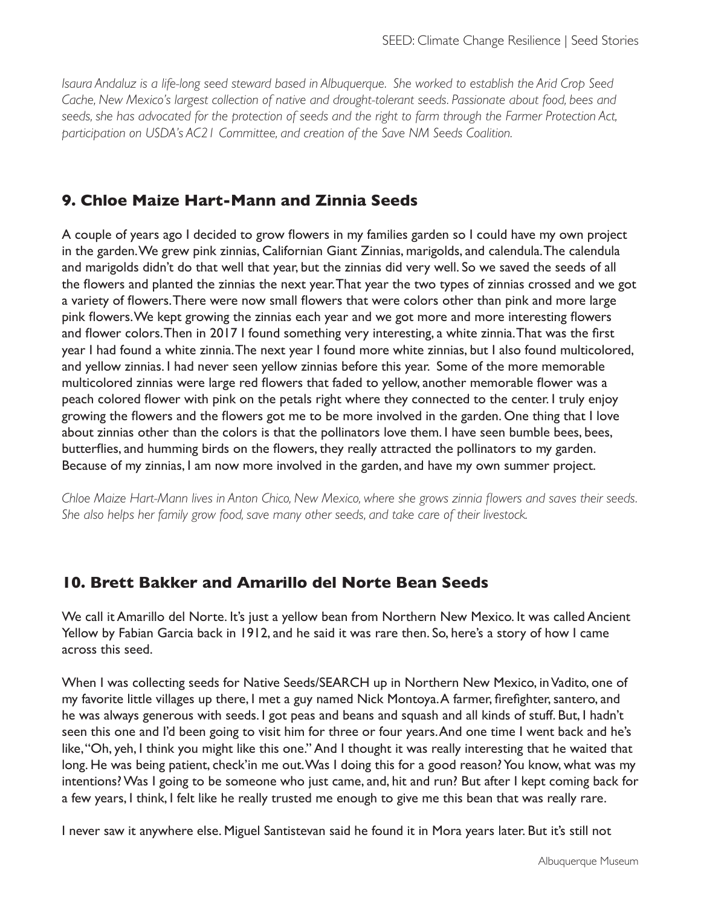*Isaura Andaluz is a life-long seed steward based in Albuquerque. She worked to establish the Arid Crop Seed Cache, New Mexico's largest collection of native and drought-tolerant seeds. Passionate about food, bees and seeds, she has advocated for the protection of seeds and the right to farm through the Farmer Protection Act, participation on USDA's AC21 Committee, and creation of the Save NM Seeds Coalition.*

## 9. Chloe Maize Hart-Mann and Zinnia Seeds

A couple of years ago I decided to grow flowers in my families garden so I could have my own project in the garden. We grew pink zinnias, Californian Giant Zinnias, marigolds, and calendula. The calendula and marigolds didn't do that well that year, but the zinnias did very well. So we saved the seeds of all the flowers and planted the zinnias the next year. That year the two types of zinnias crossed and we got a variety of flowers. There were now small flowers that were colors other than pink and more large pink flowers. We kept growing the zinnias each year and we got more and more interesting flowers and flower colors. Then in 2017 I found something very interesting, a white zinnia. That was the first year I had found a white zinnia. The next year I found more white zinnias, but I also found multicolored, and yellow zinnias. I had never seen yellow zinnias before this year. Some of the more memorable multicolored zinnias were large red flowers that faded to yellow, another memorable flower was a peach colored flower with pink on the petals right where they connected to the center. I truly enjoy growing the flowers and the flowers got me to be more involved in the garden. One thing that I love about zinnias other than the colors is that the pollinators love them. I have seen bumble bees, bees, butterflies, and humming birds on the flowers, they really attracted the pollinators to my garden. Because of my zinnias, I am now more involved in the garden, and have my own summer project.

*Chloe Maize Hart-Mann lives in Anton Chico, New Mexico, where she grows zinnia flowers and saves their seeds. She also helps her family grow food, save many other seeds, and take care of their livestock.*

## 10. Brett Bakker and Amarillo del Norte Bean Seeds

We call it Amarillo del Norte. It's just a yellow bean from Northern New Mexico. It was called Ancient Yellow by Fabian Garcia back in 1912, and he said it was rare then. So, here's a story of how I came across this seed.

When I was collecting seeds for Native Seeds/SEARCH up in Northern New Mexico, in Vadito, one of my favorite little villages up there, I met a guy named Nick Montoya. A farmer, firefighter, santero, and he was always generous with seeds. I got peas and beans and squash and all kinds of stuff. But, I hadn't seen this one and I'd been going to visit him for three or four years. And one time I went back and he's like, "Oh, yeh, I think you might like this one." And I thought it was really interesting that he waited that long. He was being patient, check'in me out. Was I doing this for a good reason? You know, what was my intentions? Was I going to be someone who just came, and, hit and run? But after I kept coming back for a few years, I think, I felt like he really trusted me enough to give me this bean that was really rare.

I never saw it anywhere else. Miguel Santistevan said he found it in Mora years later. But it's still not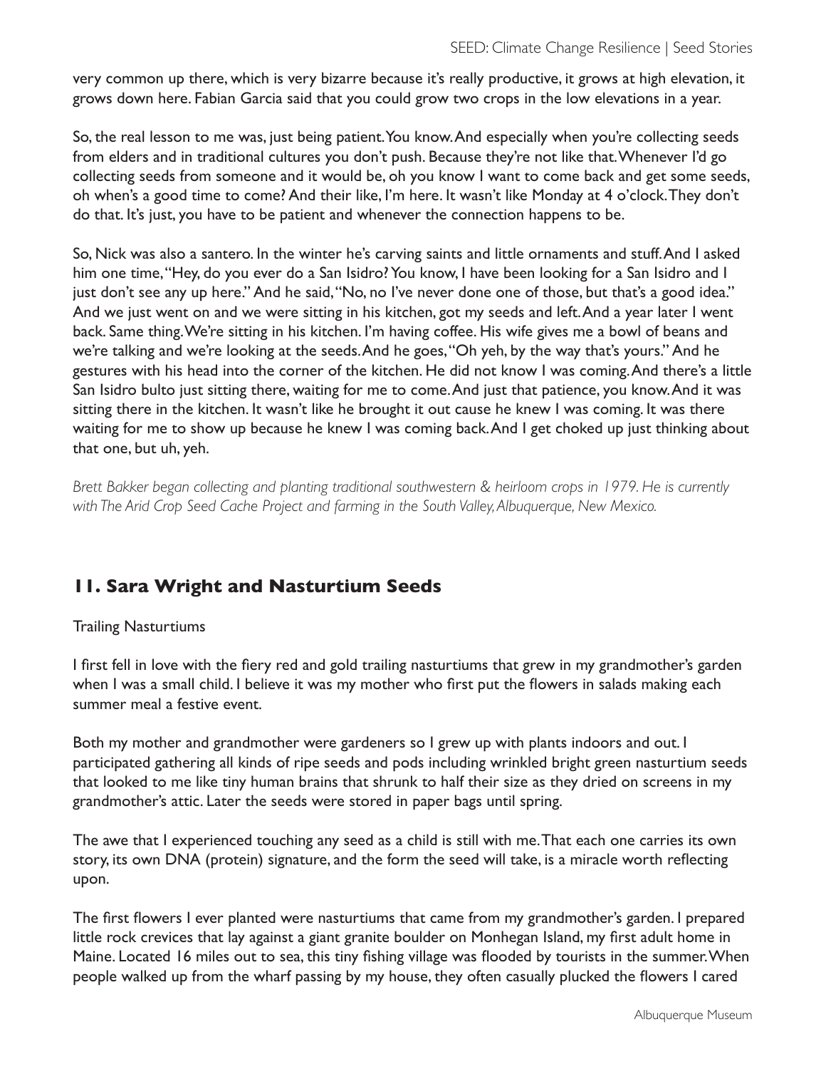very common up there, which is very bizarre because it's really productive, it grows at high elevation, it grows down here. Fabian Garcia said that you could grow two crops in the low elevations in a year.

So, the real lesson to me was, just being patient. You know. And especially when you're collecting seeds from elders and in traditional cultures you don't push. Because they're not like that. Whenever I'd go collecting seeds from someone and it would be, oh you know I want to come back and get some seeds, oh when's a good time to come? And their like, I'm here. It wasn't like Monday at 4 o'clock. They don't do that. It's just, you have to be patient and whenever the connection happens to be.

So, Nick was also a santero. In the winter he's carving saints and little ornaments and stuff. And I asked him one time, "Hey, do you ever do a San Isidro? You know, I have been looking for a San Isidro and I just don't see any up here." And he said, "No, no I've never done one of those, but that's a good idea." And we just went on and we were sitting in his kitchen, got my seeds and left. And a year later I went back. Same thing. We're sitting in his kitchen. I'm having coffee. His wife gives me a bowl of beans and we're talking and we're looking at the seeds. And he goes, "Oh yeh, by the way that's yours." And he gestures with his head into the corner of the kitchen. He did not know I was coming. And there's a little San Isidro bulto just sitting there, waiting for me to come. And just that patience, you know. And it was sitting there in the kitchen. It wasn't like he brought it out cause he knew I was coming. It was there waiting for me to show up because he knew I was coming back. And I get choked up just thinking about that one, but uh, yeh.

*Brett Bakker began collecting and planting traditional southwestern & heirloom crops in 1979. He is currently with The Arid Crop Seed Cache Project and farming in the South Valley, Albuquerque, New Mexico.*

## 11. Sara Wright and Nasturtium Seeds

Trailing Nasturtiums

I first fell in love with the fiery red and gold trailing nasturtiums that grew in my grandmother's garden when I was a small child. I believe it was my mother who first put the flowers in salads making each summer meal a festive event.

Both my mother and grandmother were gardeners so I grew up with plants indoors and out. I participated gathering all kinds of ripe seeds and pods including wrinkled bright green nasturtium seeds that looked to me like tiny human brains that shrunk to half their size as they dried on screens in my grandmother's attic. Later the seeds were stored in paper bags until spring.

The awe that I experienced touching any seed as a child is still with me. That each one carries its own story, its own DNA (protein) signature, and the form the seed will take, is a miracle worth reflecting upon.

The first flowers I ever planted were nasturtiums that came from my grandmother's garden. I prepared little rock crevices that lay against a giant granite boulder on Monhegan Island, my first adult home in Maine. Located 16 miles out to sea, this tiny fishing village was flooded by tourists in the summer. When people walked up from the wharf passing by my house, they often casually plucked the flowers I cared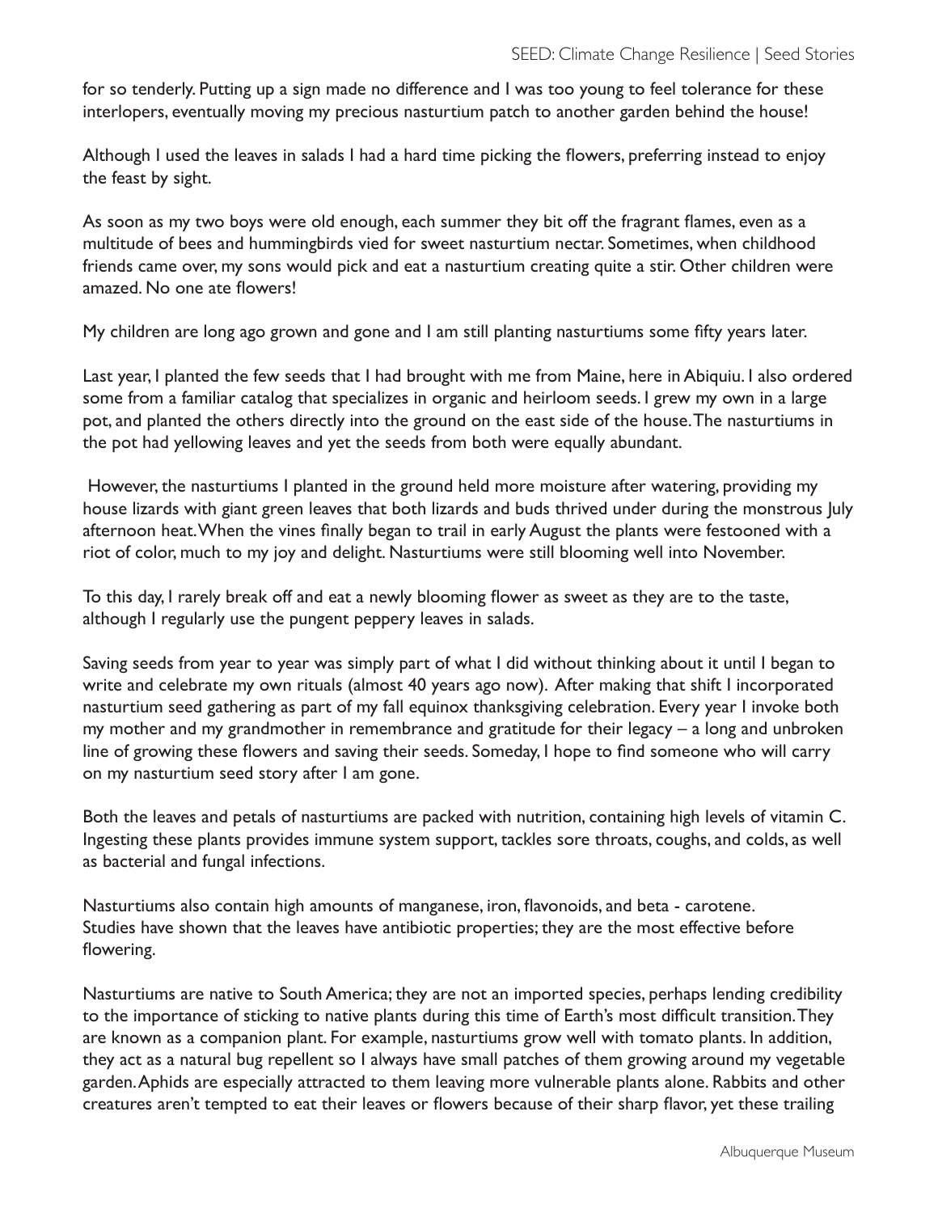for so tenderly. Putting up a sign made no difference and I was too young to feel tolerance for these interlopers, eventually moving my precious nasturtium patch to another garden behind the house!

Although I used the leaves in salads I had a hard time picking the flowers, preferring instead to enjoy the feast by sight.

As soon as my two boys were old enough, each summer they bit off the fragrant flames, even as a multitude of bees and hummingbirds vied for sweet nasturtium nectar. Sometimes, when childhood friends came over, my sons would pick and eat a nasturtium creating quite a stir. Other children were amazed. No one ate flowers!

My children are long ago grown and gone and I am still planting nasturtiums some fifty years later.

Last year, I planted the few seeds that I had brought with me from Maine, here in Abiquiu. I also ordered some from a familiar catalog that specializes in organic and heirloom seeds. I grew my own in a large pot, and planted the others directly into the ground on the east side of the house. The nasturtiums in the pot had yellowing leaves and yet the seeds from both were equally abundant.

However, the nasturtiums I planted in the ground held more moisture after watering, providing my house lizards with giant green leaves that both lizards and buds thrived under during the monstrous July afternoon heat. When the vines finally began to trail in early August the plants were festooned with a riot of color, much to my joy and delight. Nasturtiums were still blooming well into November.

To this day, I rarely break off and eat a newly blooming flower as sweet as they are to the taste, although I regularly use the pungent peppery leaves in salads.

Saving seeds from year to year was simply part of what I did without thinking about it until I began to write and celebrate my own rituals (almost 40 years ago now). After making that shift I incorporated nasturtium seed gathering as part of my fall equinox thanksgiving celebration. Every year I invoke both my mother and my grandmother in remembrance and gratitude for their legacy – a long and unbroken line of growing these flowers and saving their seeds. Someday, I hope to find someone who will carry on my nasturtium seed story after I am gone.

Both the leaves and petals of nasturtiums are packed with nutrition, containing high levels of vitamin C. Ingesting these plants provides immune system support, tackles sore throats, coughs, and colds, as well as bacterial and fungal infections.

Nasturtiums also contain high amounts of manganese, iron, flavonoids, and beta - carotene. Studies have shown that the leaves have antibiotic properties; they are the most effective before flowering.

Nasturtiums are native to South America; they are not an imported species, perhaps lending credibility to the importance of sticking to native plants during this time of Earth's most difficult transition. They are known as a companion plant. For example, nasturtiums grow well with tomato plants. In addition, they act as a natural bug repellent so I always have small patches of them growing around my vegetable garden. Aphids are especially attracted to them leaving more vulnerable plants alone. Rabbits and other creatures aren't tempted to eat their leaves or flowers because of their sharp flavor, yet these trailing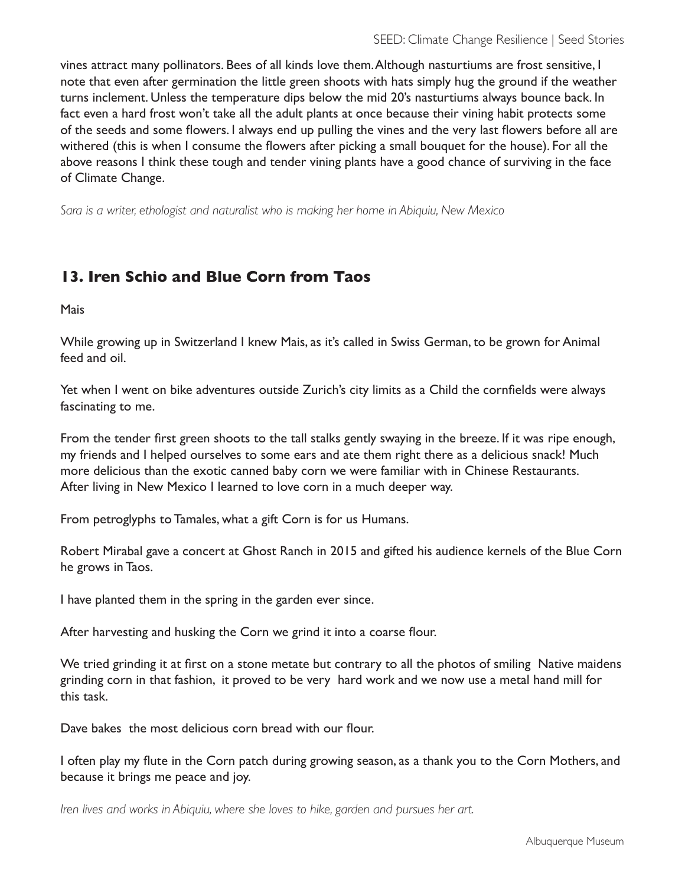vines attract many pollinators. Bees of all kinds love them. Although nasturtiums are frost sensitive, I note that even after germination the little green shoots with hats simply hug the ground if the weather turns inclement. Unless the temperature dips below the mid 20's nasturtiums always bounce back. In fact even a hard frost won't take all the adult plants at once because their vining habit protects some of the seeds and some flowers. I always end up pulling the vines and the very last flowers before all are withered (this is when I consume the flowers after picking a small bouquet for the house). For all the above reasons I think these tough and tender vining plants have a good chance of surviving in the face of Climate Change.

*Sara is a writer, ethologist and naturalist who is making her home in Abiquiu, New Mexico*

## 13. Iren Schio and Blue Corn from Taos

Mais

While growing up in Switzerland I knew Mais, as it's called in Swiss German, to be grown for Animal feed and oil.

Yet when I went on bike adventures outside Zurich's city limits as a Child the cornfields were always fascinating to me.

From the tender first green shoots to the tall stalks gently swaying in the breeze. If it was ripe enough, my friends and I helped ourselves to some ears and ate them right there as a delicious snack! Much more delicious than the exotic canned baby corn we were familiar with in Chinese Restaurants.
After living in New Mexico I learned to love corn in a much deeper way.

From petroglyphs to Tamales, what a gift Corn is for us Humans.

Robert Mirabal gave a concert at Ghost Ranch in 2015 and gifted his audience kernels of the Blue Corn he grows in Taos.

I have planted them in the spring in the garden ever since.

After harvesting and husking the Corn we grind it into a coarse flour.

We tried grinding it at first on a stone metate but contrary to all the photos of smiling Native maidens grinding corn in that fashion, it proved to be very hard work and we now use a metal hand mill for this task.

Dave bakes the most delicious corn bread with our flour.

I often play my flute in the Corn patch during growing season, as a thank you to the Corn Mothers, and because it brings me peace and joy.

*Iren lives and works in Abiquiu, where she loves to hike, garden and pursues her art.*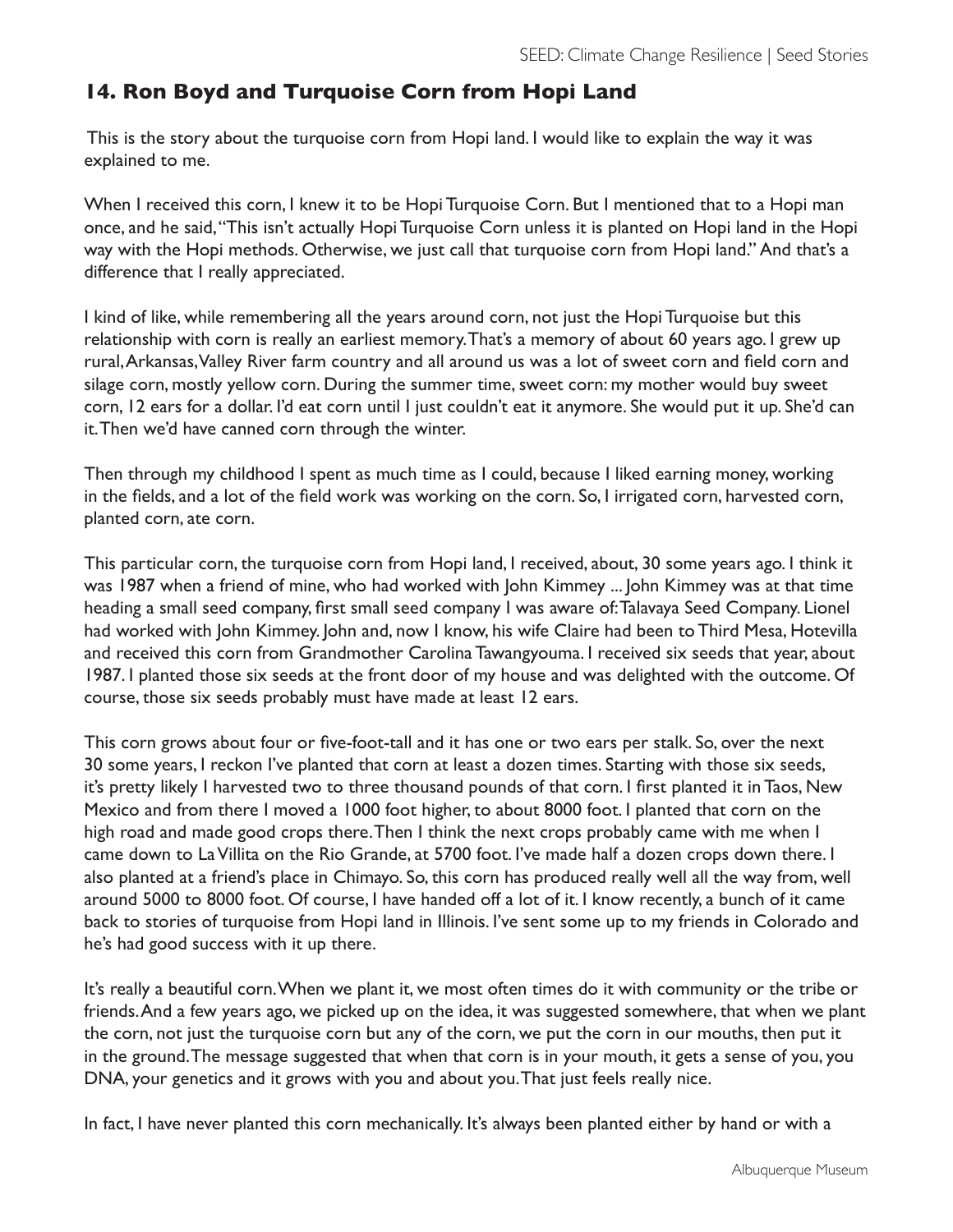## 14. Ron Boyd and Turquoise Corn from Hopi Land

This is the story about the turquoise corn from Hopi land. I would like to explain the way it was explained to me.

When I received this corn, I knew it to be Hopi Turquoise Corn. But I mentioned that to a Hopi man once, and he said, "This isn't actually Hopi Turquoise Corn unless it is planted on Hopi land in the Hopi way with the Hopi methods. Otherwise, we just call that turquoise corn from Hopi land." And that's a difference that I really appreciated.

I kind of like, while remembering all the years around corn, not just the Hopi Turquoise but this relationship with corn is really an earliest memory. That's a memory of about 60 years ago. I grew up rural, Arkansas, Valley River farm country and all around us was a lot of sweet corn and field corn and silage corn, mostly yellow corn. During the summer time, sweet corn: my mother would buy sweet corn, 12 ears for a dollar. I'd eat corn until I just couldn't eat it anymore. She would put it up. She'd can it. Then we'd have canned corn through the winter.

Then through my childhood I spent as much time as I could, because I liked earning money, working in the fields, and a lot of the field work was working on the corn. So, I irrigated corn, harvested corn, planted corn, ate corn.

This particular corn, the turquoise corn from Hopi land, I received, about, 30 some years ago. I think it was 1987 when a friend of mine, who had worked with John Kimmey ... John Kimmey was at that time heading a small seed company, first small seed company I was aware of: Talavaya Seed Company. Lionel had worked with John Kimmey. John and, now I know, his wife Claire had been to Third Mesa, Hotevilla and received this corn from Grandmother Carolina Tawangyouma. I received six seeds that year, about 1987. I planted those six seeds at the front door of my house and was delighted with the outcome. Of course, those six seeds probably must have made at least 12 ears.

This corn grows about four or five-foot-tall and it has one or two ears per stalk. So, over the next 30 some years, I reckon I've planted that corn at least a dozen times. Starting with those six seeds, it's pretty likely I harvested two to three thousand pounds of that corn. I first planted it in Taos, New Mexico and from there I moved a 1000 foot higher, to about 8000 foot. I planted that corn on the high road and made good crops there. Then I think the next crops probably came with me when I came down to La Villita on the Rio Grande, at 5700 foot. I've made half a dozen crops down there. I also planted at a friend's place in Chimayo. So, this corn has produced really well all the way from, well around 5000 to 8000 foot. Of course, I have handed off a lot of it. I know recently, a bunch of it came back to stories of turquoise from Hopi land in Illinois. I've sent some up to my friends in Colorado and he's had good success with it up there.

It's really a beautiful corn. When we plant it, we most often times do it with community or the tribe or friends. And a few years ago, we picked up on the idea, it was suggested somewhere, that when we plant the corn, not just the turquoise corn but any of the corn, we put the corn in our mouths, then put it in the ground. The message suggested that when that corn is in your mouth, it gets a sense of you, you DNA, your genetics and it grows with you and about you. That just feels really nice.

In fact, I have never planted this corn mechanically. It's always been planted either by hand or with a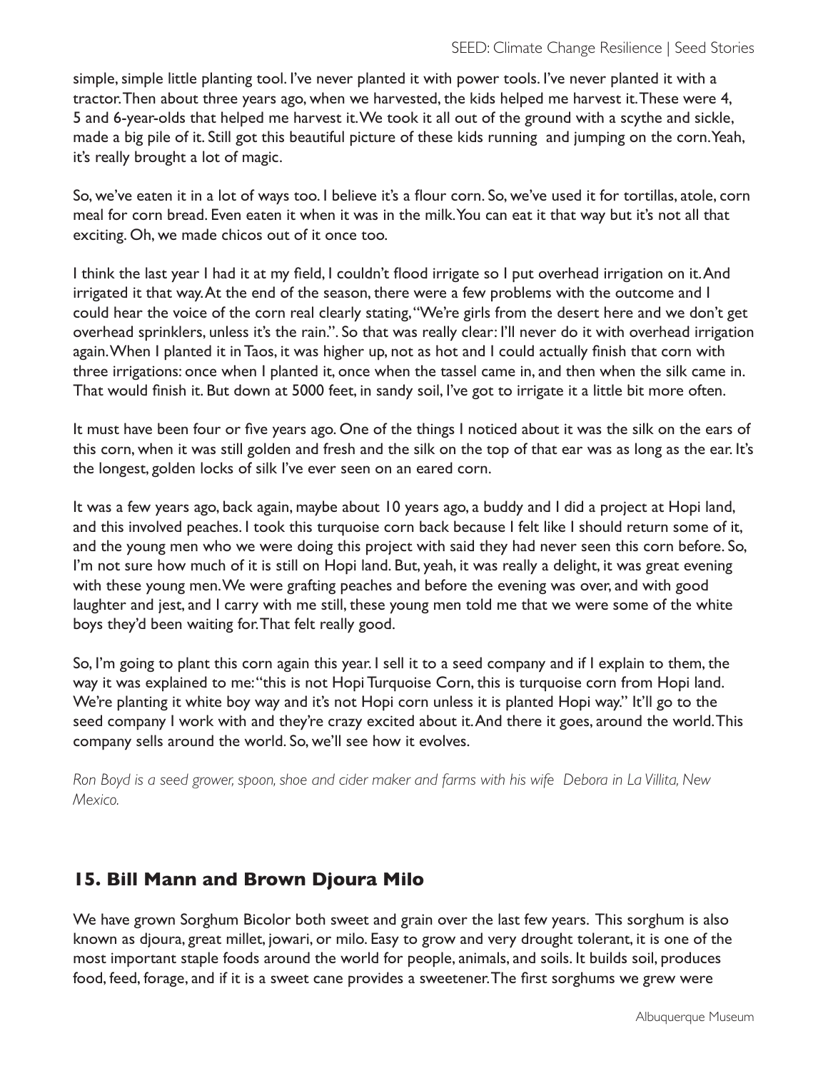simple, simple little planting tool. I've never planted it with power tools. I've never planted it with a tractor. Then about three years ago, when we harvested, the kids helped me harvest it. These were 4, 5 and 6-year-olds that helped me harvest it. We took it all out of the ground with a scythe and sickle, made a big pile of it. Still got this beautiful picture of these kids running and jumping on the corn. Yeah, it's really brought a lot of magic.

So, we've eaten it in a lot of ways too. I believe it's a flour corn. So, we've used it for tortillas, atole, corn meal for corn bread. Even eaten it when it was in the milk. You can eat it that way but it's not all that exciting. Oh, we made chicos out of it once too.

I think the last year I had it at my field, I couldn't flood irrigate so I put overhead irrigation on it. And irrigated it that way. At the end of the season, there were a few problems with the outcome and I could hear the voice of the corn real clearly stating, "We're girls from the desert here and we don't get overhead sprinklers, unless it's the rain.". So that was really clear: I'll never do it with overhead irrigation again. When I planted it in Taos, it was higher up, not as hot and I could actually finish that corn with three irrigations: once when I planted it, once when the tassel came in, and then when the silk came in. That would finish it. But down at 5000 feet, in sandy soil, I've got to irrigate it a little bit more often.

It must have been four or five years ago. One of the things I noticed about it was the silk on the ears of this corn, when it was still golden and fresh and the silk on the top of that ear was as long as the ear. It's the longest, golden locks of silk I've ever seen on an eared corn.

It was a few years ago, back again, maybe about 10 years ago, a buddy and I did a project at Hopi land, and this involved peaches. I took this turquoise corn back because I felt like I should return some of it, and the young men who we were doing this project with said they had never seen this corn before. So, I'm not sure how much of it is still on Hopi land. But, yeah, it was really a delight, it was great evening with these young men. We were grafting peaches and before the evening was over, and with good laughter and jest, and I carry with me still, these young men told me that we were some of the white boys they'd been waiting for. That felt really good.

So, I'm going to plant this corn again this year. I sell it to a seed company and if I explain to them, the way it was explained to me: "this is not Hopi Turquoise Corn, this is turquoise corn from Hopi land. We're planting it white boy way and it's not Hopi corn unless it is planted Hopi way." It'll go to the seed company I work with and they're crazy excited about it. And there it goes, around the world. This company sells around the world. So, we'll see how it evolves.

*Ron Boyd is a seed grower, spoon, shoe and cider maker and farms with his wife Debora in La Villita, New Mexico.*

## 15. Bill Mann and Brown Djoura Milo

We have grown Sorghum Bicolor both sweet and grain over the last few years. This sorghum is also known as djoura, great millet, jowari, or milo. Easy to grow and very drought tolerant, it is one of the most important staple foods around the world for people, animals, and soils. It builds soil, produces food, feed, forage, and if it is a sweet cane provides a sweetener. The first sorghums we grew were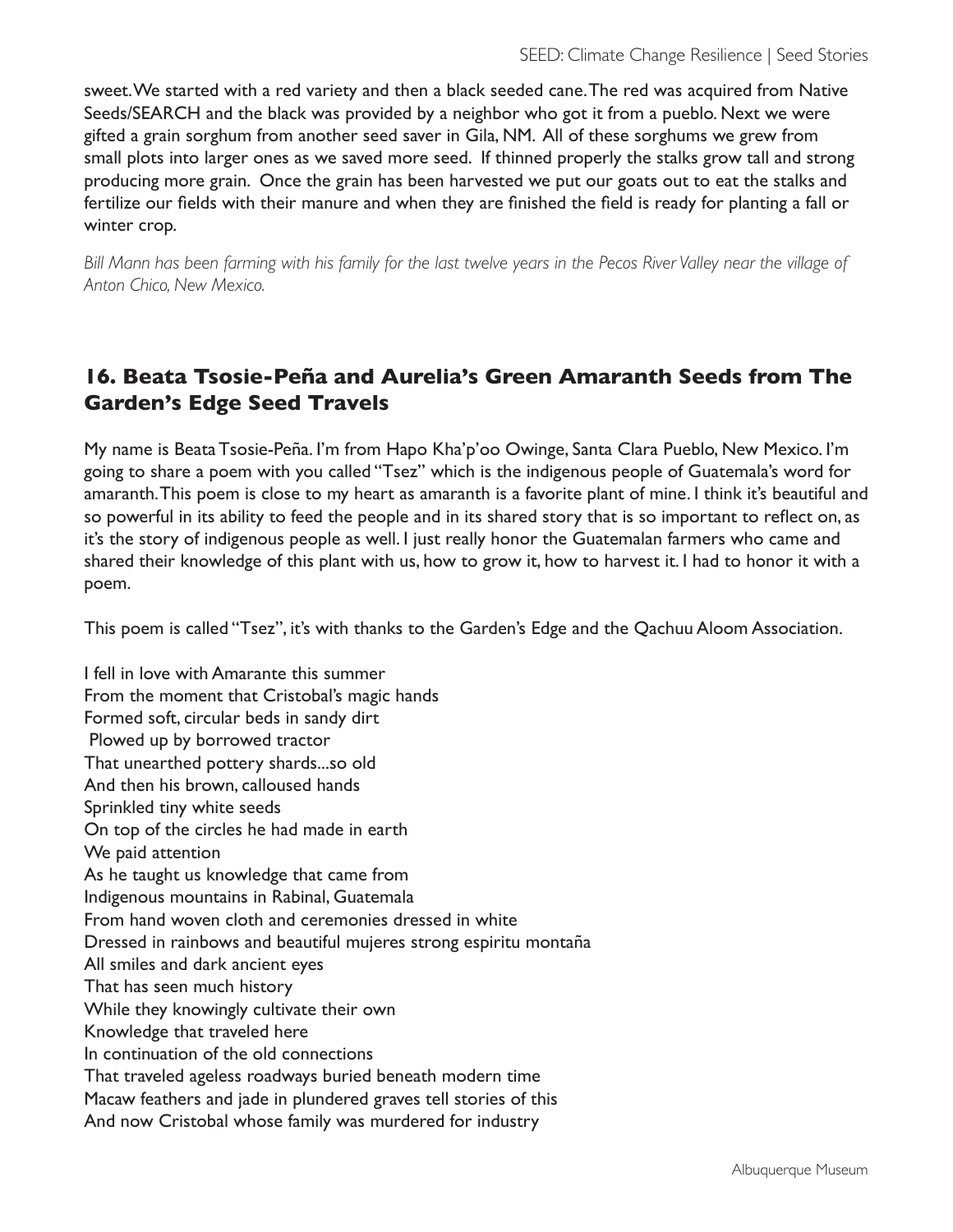sweet. We started with a red variety and then a black seeded cane. The red was acquired from Native Seeds/SEARCH and the black was provided by a neighbor who got it from a pueblo. Next we were gifted a grain sorghum from another seed saver in Gila, NM. All of these sorghums we grew from small plots into larger ones as we saved more seed. If thinned properly the stalks grow tall and strong producing more grain. Once the grain has been harvested we put our goats out to eat the stalks and fertilize our fields with their manure and when they are finished the field is ready for planting a fall or winter crop.

*Bill Mann has been farming with his family for the last twelve years in the Pecos River Valley near the village of Anton Chico, New Mexico.*

## 16. Beata Tsosie-Peña and Aurelia's Green Amaranth Seeds from The Garden's Edge Seed Travels

My name is Beata Tsosie-Peña. I'm from Hapo Kha'p'oo Owinge, Santa Clara Pueblo, New Mexico. I'm going to share a poem with you called "Tsez" which is the indigenous people of Guatemala's word for amaranth. This poem is close to my heart as amaranth is a favorite plant of mine. I think it's beautiful and so powerful in its ability to feed the people and in its shared story that is so important to reflect on, as it's the story of indigenous people as well. I just really honor the Guatemalan farmers who came and shared their knowledge of this plant with us, how to grow it, how to harvest it. I had to honor it with a poem.

This poem is called "Tsez", it's with thanks to the Garden's Edge and the Qachuu Aloom Association.

I fell in love with Amarante this summer
From the moment that Cristobal's magic hands
Formed soft, circular beds in sandy dirt
Plowed up by borrowed tractor
That unearthed pottery shards...so old
And then his brown, calloused hands
Sprinkled tiny white seeds
On top of the circles he had made in earth
We paid attention
As he taught us knowledge that came from
Indigenous mountains in Rabinal, Guatemala
From hand woven cloth and ceremonies dressed in white
Dressed in rainbows and beautiful mujeres strong espiritu montaña
All smiles and dark ancient eyes
That has seen much history
While they knowingly cultivate their own
Knowledge that traveled here
In continuation of the old connections
That traveled ageless roadways buried beneath modern time
Macaw feathers and jade in plundered graves tell stories of this
And now Cristobal whose family was murdered for industry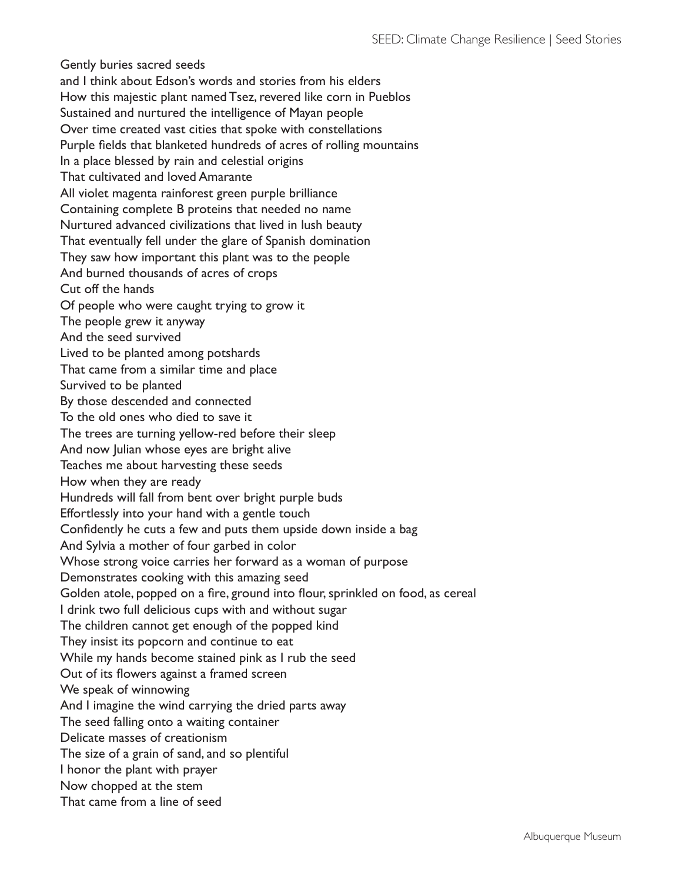Gently buries sacred seeds  
and I think about Edson's words and stories from his elders  
How this majestic plant named Tsez, revered like corn in Pueblos  
Sustained and nurtured the intelligence of Mayan people  
Over time created vast cities that spoke with constellations  
Purple fields that blanketed hundreds of acres of rolling mountains  
In a place blessed by rain and celestial origins  
That cultivated and loved Amarante  
All violet magenta rainforest green purple brilliance  
Containing complete B proteins that needed no name  
Nurtured advanced civilizations that lived in lush beauty  
That eventually fell under the glare of Spanish domination  
They saw how important this plant was to the people  
And burned thousands of acres of crops  
Cut off the hands  
Of people who were caught trying to grow it  
The people grew it anyway  
And the seed survived  
Lived to be planted among potshards  
That came from a similar time and place  
Survived to be planted  
By those descended and connected  
To the old ones who died to save it  
The trees are turning yellow-red before their sleep  
And now Julian whose eyes are bright alive  
Teaches me about harvesting these seeds  
How when they are ready  
Hundreds will fall from bent over bright purple buds  
Effortlessly into your hand with a gentle touch  
Confidently he cuts a few and puts them upside down inside a bag  
And Sylvia a mother of four garbed in color  
Whose strong voice carries her forward as a woman of purpose  
Demonstrates cooking with this amazing seed  
Golden atole, popped on a fire, ground into flour, sprinkled on food, as cereal  
I drink two full delicious cups with and without sugar  
The children cannot get enough of the popped kind  
They insist its popcorn and continue to eat  
While my hands become stained pink as I rub the seed  
Out of its flowers against a framed screen  
We speak of winnowing  
And I imagine the wind carrying the dried parts away  
The seed falling onto a waiting container  
Delicate masses of creationism  
The size of a grain of sand, and so plentiful  
I honor the plant with prayer  
Now chopped at the stem  
That came from a line of seed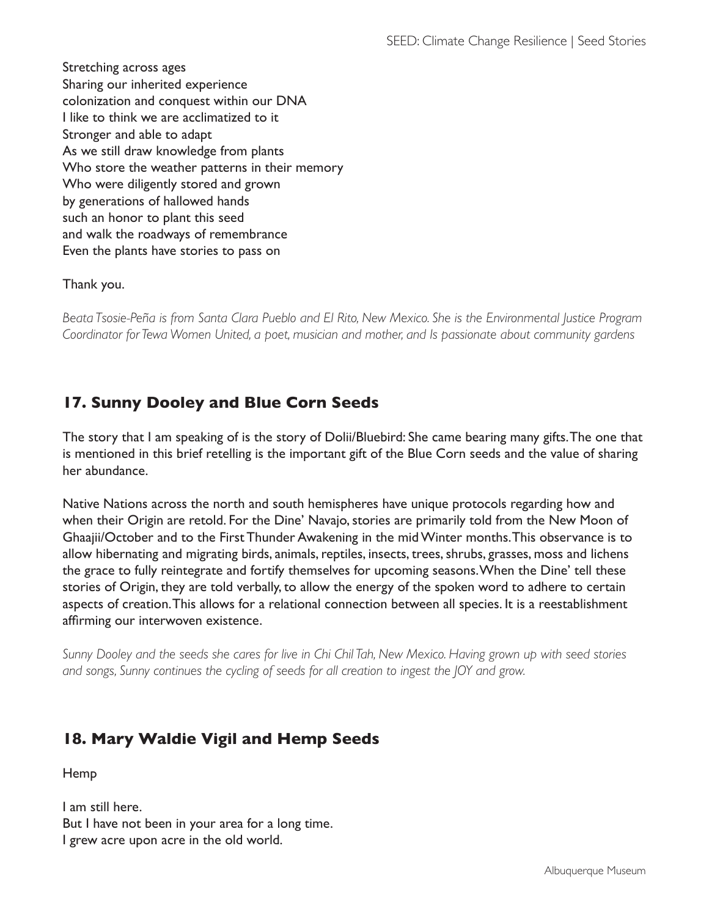Stretching across ages
Sharing our inherited experience
colonization and conquest within our DNA
I like to think we are acclimatized to it
Stronger and able to adapt
As we still draw knowledge from plants
Who store the weather patterns in their memory
Who were diligently stored and grown
by generations of hallowed hands
such an honor to plant this seed
and walk the roadways of remembrance
Even the plants have stories to pass on

Thank you.

*Beata Tsosie-Peña is from Santa Clara Pueblo and El Rito, New Mexico. She is the Environmental Justice Program Coordinator for Tewa Women United, a poet, musician and mother, and Is passionate about community gardens*

## 17. Sunny Dooley and Blue Corn Seeds

The story that I am speaking of is the story of Dolii/Bluebird: She came bearing many gifts. The one that is mentioned in this brief retelling is the important gift of the Blue Corn seeds and the value of sharing her abundance.

Native Nations across the north and south hemispheres have unique protocols regarding how and when their Origin are retold. For the Dine' Navajo, stories are primarily told from the New Moon of Ghaajii/October and to the First Thunder Awakening in the mid Winter months. This observance is to allow hibernating and migrating birds, animals, reptiles, insects, trees, shrubs, grasses, moss and lichens the grace to fully reintegrate and fortify themselves for upcoming seasons. When the Dine' tell these stories of Origin, they are told verbally, to allow the energy of the spoken word to adhere to certain aspects of creation. This allows for a relational connection between all species. It is a reestablishment affirming our interwoven existence.

*Sunny Dooley and the seeds she cares for live in Chi Chil Tah, New Mexico. Having grown up with seed stories and songs, Sunny continues the cycling of seeds for all creation to ingest the JOY and grow.*

## 18. Mary Waldie Vigil and Hemp Seeds

Hemp

I am still here.
But I have not been in your area for a long time.
I grew acre upon acre in the old world.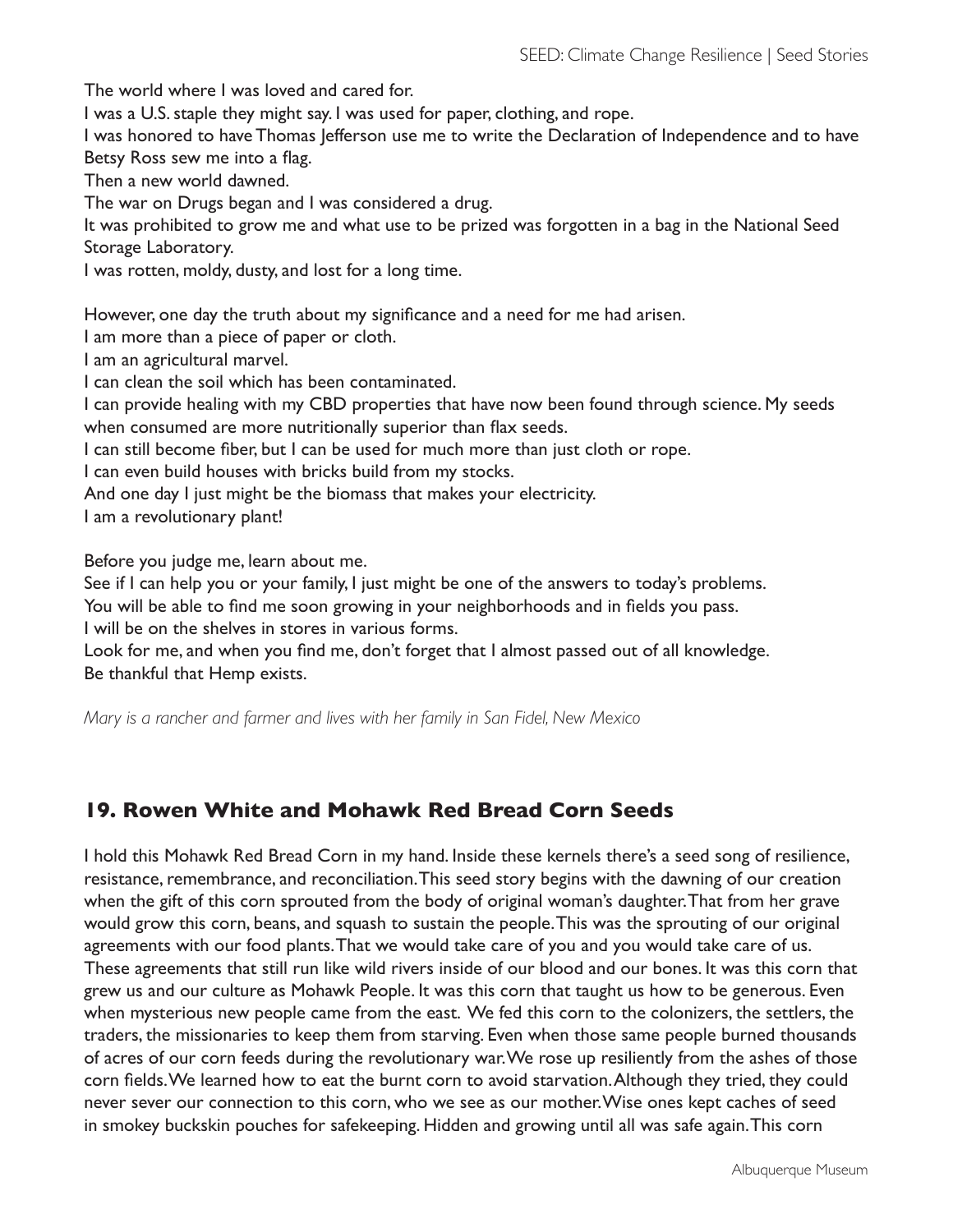The world where I was loved and cared for.

I was a U.S. staple they might say. I was used for paper, clothing, and rope.

I was honored to have Thomas Jefferson use me to write the Declaration of Independence and to have Betsy Ross sew me into a flag.

Then a new world dawned.

The war on Drugs began and I was considered a drug.

It was prohibited to grow me and what use to be prized was forgotten in a bag in the National Seed Storage Laboratory.

I was rotten, moldy, dusty, and lost for a long time.

However, one day the truth about my significance and a need for me had arisen.

I am more than a piece of paper or cloth.

I am an agricultural marvel.

I can clean the soil which has been contaminated.

I can provide healing with my CBD properties that have now been found through science. My seeds when consumed are more nutritionally superior than flax seeds.

I can still become fiber, but I can be used for much more than just cloth or rope.

I can even build houses with bricks build from my stocks.

And one day I just might be the biomass that makes your electricity.

I am a revolutionary plant!

Before you judge me, learn about me.

See if I can help you or your family, I just might be one of the answers to today's problems.

You will be able to find me soon growing in your neighborhoods and in fields you pass.

I will be on the shelves in stores in various forms.

Look for me, and when you find me, don't forget that I almost passed out of all knowledge.

Be thankful that Hemp exists.

*Mary is a rancher and farmer and lives with her family in San Fidel, New Mexico*

## 19. Rowen White and Mohawk Red Bread Corn Seeds

I hold this Mohawk Red Bread Corn in my hand. Inside these kernels there's a seed song of resilience, resistance, remembrance, and reconciliation. This seed story begins with the dawning of our creation when the gift of this corn sprouted from the body of original woman's daughter. That from her grave would grow this corn, beans, and squash to sustain the people. This was the sprouting of our original agreements with our food plants. That we would take care of you and you would take care of us. These agreements that still run like wild rivers inside of our blood and our bones. It was this corn that grew us and our culture as Mohawk People. It was this corn that taught us how to be generous. Even when mysterious new people came from the east. We fed this corn to the colonizers, the settlers, the traders, the missionaries to keep them from starving. Even when those same people burned thousands of acres of our corn feeds during the revolutionary war. We rose up resiliently from the ashes of those corn fields. We learned how to eat the burnt corn to avoid starvation. Although they tried, they could never sever our connection to this corn, who we see as our mother. Wise ones kept caches of seed in smokey buckskin pouches for safekeeping. Hidden and growing until all was safe again. This corn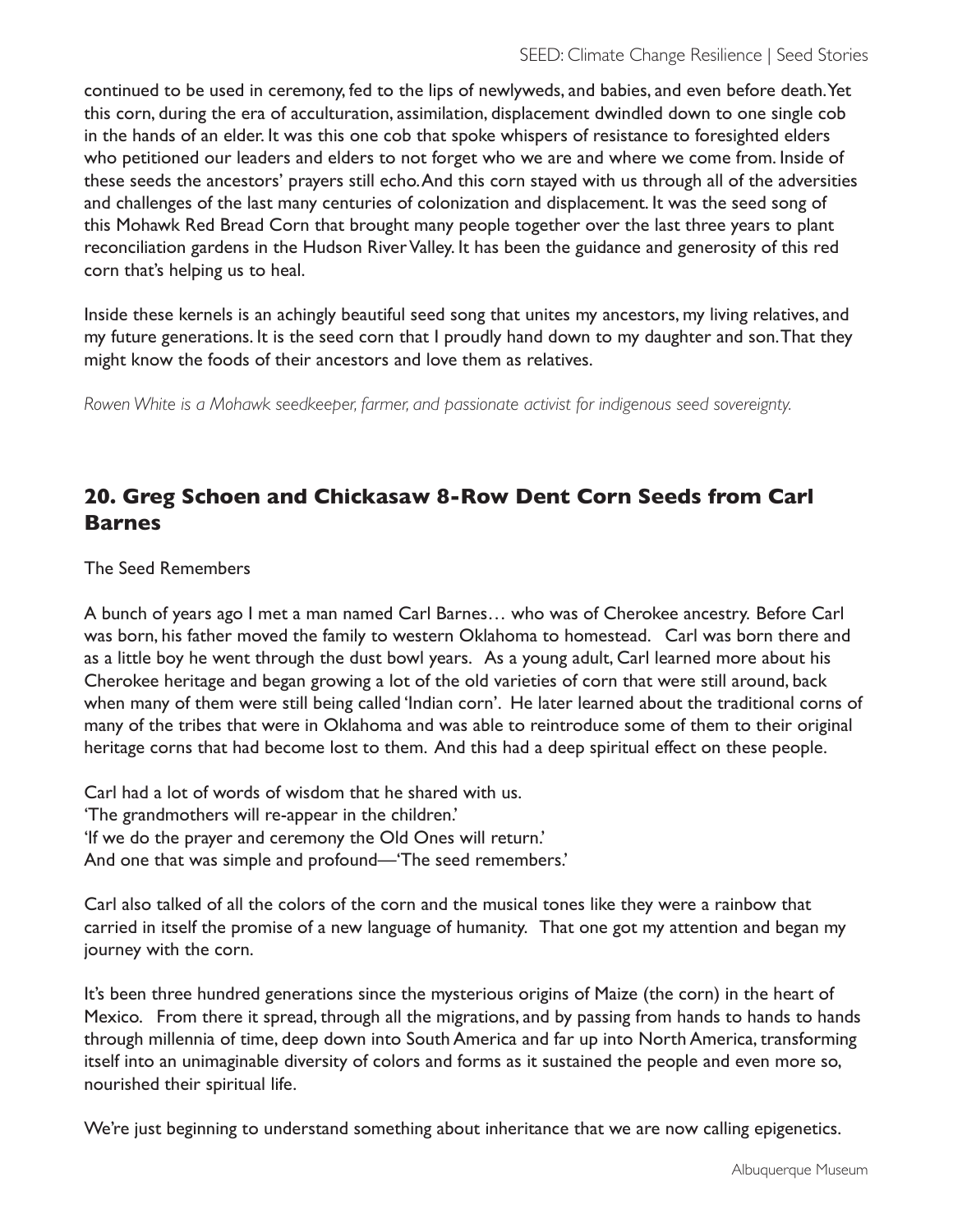continued to be used in ceremony, fed to the lips of newlyweds, and babies, and even before death. Yet this corn, during the era of acculturation, assimilation, displacement dwindled down to one single cob in the hands of an elder. It was this one cob that spoke whispers of resistance to foresighted elders who petitioned our leaders and elders to not forget who we are and where we come from. Inside of these seeds the ancestors' prayers still echo. And this corn stayed with us through all of the adversities and challenges of the last many centuries of colonization and displacement. It was the seed song of this Mohawk Red Bread Corn that brought many people together over the last three years to plant reconciliation gardens in the Hudson River Valley. It has been the guidance and generosity of this red corn that's helping us to heal.

Inside these kernels is an achingly beautiful seed song that unites my ancestors, my living relatives, and my future generations. It is the seed corn that I proudly hand down to my daughter and son. That they might know the foods of their ancestors and love them as relatives.

*Rowen White is a Mohawk seedkeeper, farmer, and passionate activist for indigenous seed sovereignty.*

## 20. Greg Schoen and Chickasaw 8-Row Dent Corn Seeds from Carl Barnes

The Seed Remembers

A bunch of years ago I met a man named Carl Barnes… who was of Cherokee ancestry. Before Carl was born, his father moved the family to western Oklahoma to homestead. Carl was born there and as a little boy he went through the dust bowl years. As a young adult, Carl learned more about his Cherokee heritage and began growing a lot of the old varieties of corn that were still around, back when many of them were still being called 'Indian corn'. He later learned about the traditional corns of many of the tribes that were in Oklahoma and was able to reintroduce some of them to their original heritage corns that had become lost to them. And this had a deep spiritual effect on these people.

Carl had a lot of words of wisdom that he shared with us.
'The grandmothers will re-appear in the children.'
'If we do the prayer and ceremony the Old Ones will return.'
And one that was simple and profound—'The seed remembers.'

Carl also talked of all the colors of the corn and the musical tones like they were a rainbow that carried in itself the promise of a new language of humanity. That one got my attention and began my journey with the corn.

It's been three hundred generations since the mysterious origins of Maize (the corn) in the heart of Mexico. From there it spread, through all the migrations, and by passing from hands to hands to hands through millennia of time, deep down into South America and far up into North America, transforming itself into an unimaginable diversity of colors and forms as it sustained the people and even more so, nourished their spiritual life.

We're just beginning to understand something about inheritance that we are now calling epigenetics.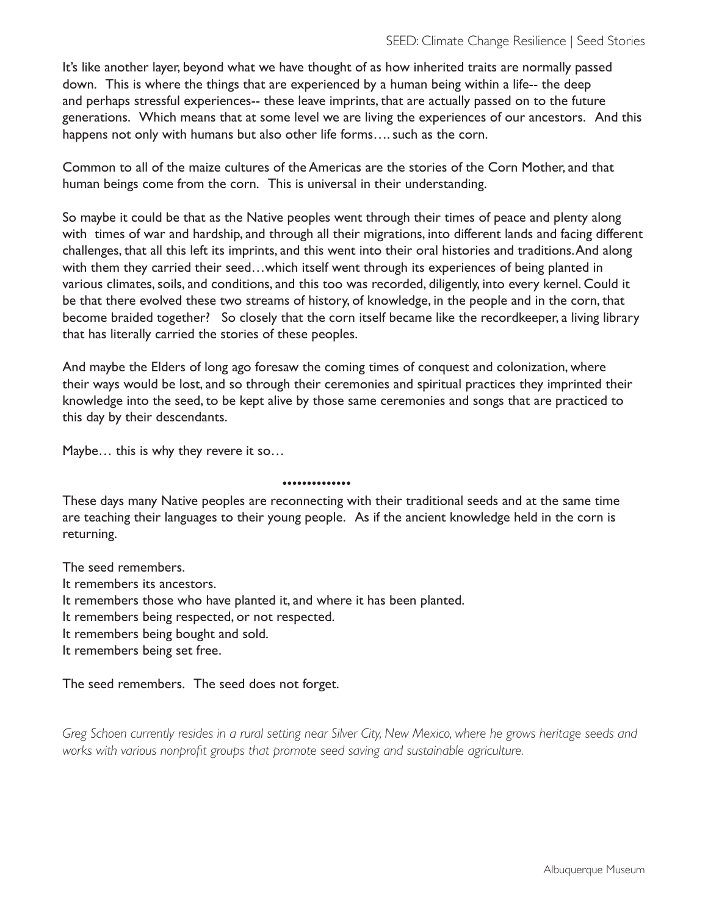It's like another layer, beyond what we have thought of as how inherited traits are normally passed down. This is where the things that are experienced by a human being within a life-- the deep and perhaps stressful experiences-- these leave imprints, that are actually passed on to the future generations. Which means that at some level we are living the experiences of our ancestors. And this happens not only with humans but also other life forms…. such as the corn.

Common to all of the maize cultures of the Americas are the stories of the Corn Mother, and that human beings come from the corn. This is universal in their understanding.

So maybe it could be that as the Native peoples went through their times of peace and plenty along with times of war and hardship, and through all their migrations, into different lands and facing different challenges, that all this left its imprints, and this went into their oral histories and traditions. And along with them they carried their seed…which itself went through its experiences of being planted in various climates, soils, and conditions, and this too was recorded, diligently, into every kernel. Could it be that there evolved these two streams of history, of knowledge, in the people and in the corn, that become braided together? So closely that the corn itself became like the recordkeeper, a living library that has literally carried the stories of these peoples.

And maybe the Elders of long ago foresaw the coming times of conquest and colonization, where their ways would be lost, and so through their ceremonies and spiritual practices they imprinted their knowledge into the seed, to be kept alive by those same ceremonies and songs that are practiced to this day by their descendants.

Maybe… this is why they revere it so…

••••••••••••••

These days many Native peoples are reconnecting with their traditional seeds and at the same time are teaching their languages to their young people. As if the ancient knowledge held in the corn is returning.

The seed remembers.
It remembers its ancestors.
It remembers those who have planted it, and where it has been planted.
It remembers being respected, or not respected.
It remembers being bought and sold.
It remembers being set free.

The seed remembers. The seed does not forget.

*Greg Schoen currently resides in a rural setting near Silver City, New Mexico, where he grows heritage seeds and works with various nonprofit groups that promote seed saving and sustainable agriculture.*